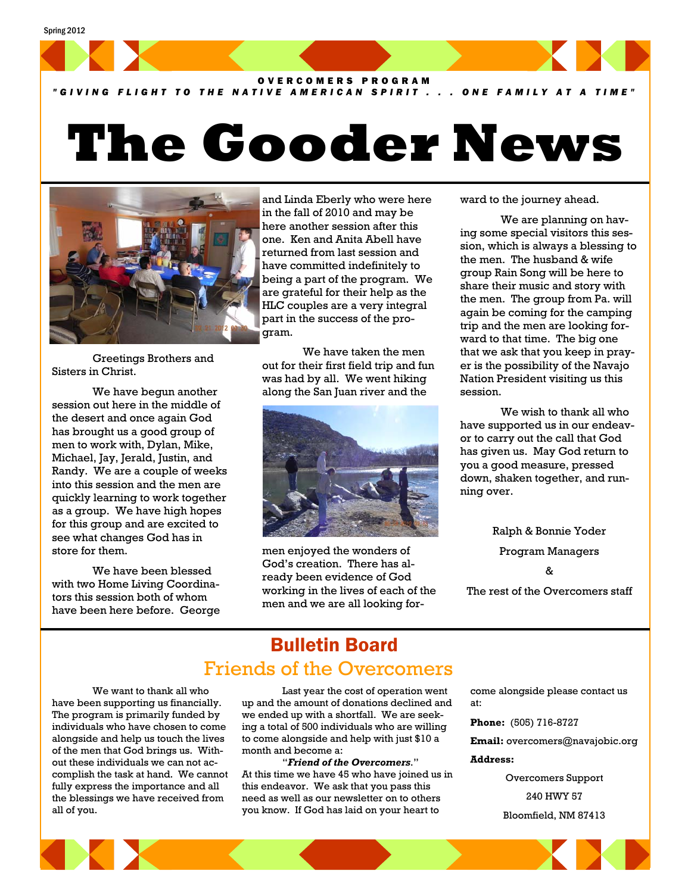Spring 2012

OVERCOMERS PROGRAM

*"GIVING FLIGHT TO THE NATIVE AMERICAN SPIRIT . . . ONE FAMILY AT A TIME"*

# The Gooder News

Greetings Brothers and Sisters in Christ.

We have begun another session out here in the middle of the desert and once again God has brought us a good group of men to work with, Dylan, Mike, Michael, Jay, Jerald, Justin, and Randy. We are a couple of weeks into this session and the men are quickly learning to work together as a group. We have high hopes for this group and are excited to see what changes God has in store for them.

We have been blessed with two Home Living Coordinators this session both of whom have been here before. George and Linda Eberly who were here in the fall of 2010 and may be here another session after this one. Ken and Anita Abell have returned from last session and have committed indefinitely to being a part of the program. We are grateful for their help as the HLC couples are a very integral part in the success of the program.

We have taken the men out for their first field trip and fun was had by all. We went hiking along the San Juan river and the men enjoyed the wonders of God's creation. There has already been evidence of God working in the lives of each of the men and we are all looking forward to the journey ahead.

We are planning on having some special visitors this session, which is always a blessing to the men. The husband & wife group Rain Song will be here to share their music and story with the men. The group from Pa. will again be coming for the camping trip and the men are looking forward to that time. The big one that we ask that you keep in prayer is the possibility of the Navajo Nation President visiting us this session.

We wish to thank all who have supported us in our endeavor to carry out the call that God has given us. May God return to you a good measure, pressed down, shaken together, and running over.

Ralph & Bonnie Yoder

Program Managers

&

The rest of the Overcomers staff

## Bulletin Board

### Friends of the Overcomers

We want to thank all who have been supporting us financially. The program is primarily funded by individuals who have chosen to come alongside and help us touch the lives of the men that God brings us. Without these individuals we can not accomplish the task at hand. We cannot fully express the importance and all the blessings we have received from all of you.

Last year the cost of operation went up and the amount of donations declined and we ended up with a shortfall. We are seeking a total of 500 individuals who are willing to come alongside and help with just $10 a month and become a:

"***Friend of the Overcomers.***"

At this time we have 45 who have joined us in this endeavor. We ask that you pass this need as well as our newsletter on to others you know. If God has laid on your heart to come alongside please contact us at:

**Phone:** (505) 716-8727

**Email:** overcomers@navajobic.org

**Address:**

Overcomers Support

240 HWY 57

Bloomfield, NM 87413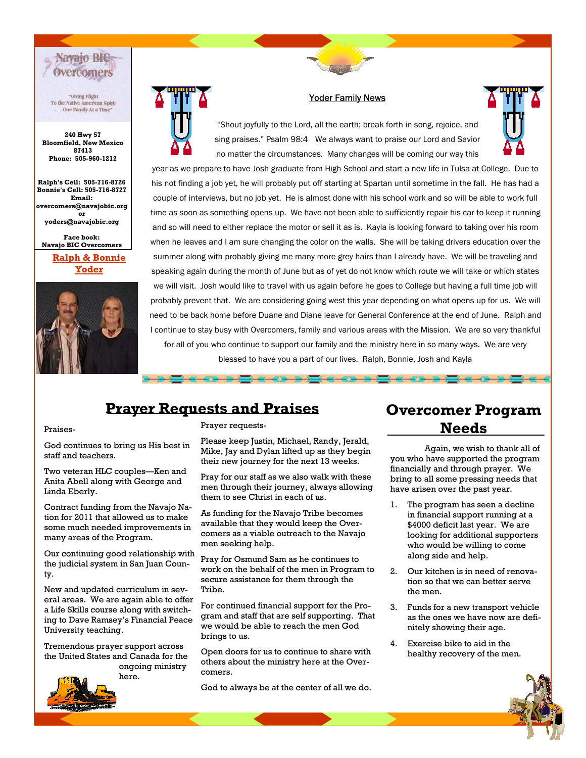Navajo BIC Overcomers

"Giving Flight To the Native American Spirit . . . One Family At a Time"

**240 Hwy 57**
**Bloomfield, New Mexico 87413**
**Phone: 505-960-1212**

**Ralph's Cell: 505-716-8726**
**Bonnie's Cell: 505-716-8727**
**Email:**
**overcomers@navajobic.org**
**or**
**yoders@navajobic.org**

**Face book:**
**Navajo BIC Overcomers**

**Ralph & Bonnie Yoder**

## Yoder Family News

"Shout joyfully to the Lord, all the earth; break forth in song, rejoice, and sing praises." Psalm 98:4 We always want to praise our Lord and Savior no matter the circumstances. Many changes will be coming our way this year as we prepare to have Josh graduate from High School and start a new life in Tulsa at College. Due to his not finding a job yet, he will probably put off starting at Spartan until sometime in the fall. He has had a couple of interviews, but no job yet. He is almost done with his school work and so will be able to work full time as soon as something opens up. We have not been able to sufficiently repair his car to keep it running and so will need to either replace the motor or sell it as is. Kayla is looking forward to taking over his room when he leaves and I am sure changing the color on the walls. She will be taking drivers education over the summer along with probably giving me many more grey hairs than I already have. We will be traveling and speaking again during the month of June but as of yet do not know which route we will take or which states we will visit. Josh would like to travel with us again before he goes to College but having a full time job will probably prevent that. We are considering going west this year depending on what opens up for us. We will need to be back home before Duane and Diane leave for General Conference at the end of June. Ralph and I continue to stay busy with Overcomers, family and various areas with the Mission. We are so very thankful for all of you who continue to support our family and the ministry here in so many ways. We are very blessed to have you a part of our lives. Ralph, Bonnie, Josh and Kayla

## Prayer Requests and Praises

Praises-

God continues to bring us His best in staff and teachers.

Two veteran HLC couples—Ken and Anita Abell along with George and Linda Eberly.

Contract funding from the Navajo Nation for 2011 that allowed us to make some much needed improvements in many areas of the Program.

Our continuing good relationship with the judicial system in San Juan County.

New and updated curriculum in several areas. We are again able to offer a Life Skills course along with switching to Dave Ramsey's Financial Peace University teaching.

Tremendous prayer support across the United States and Canada for the ongoing ministry here.

Prayer requests-

Please keep Justin, Michael, Randy, Jerald, Mike, Jay and Dylan lifted up as they begin their new journey for the next 13 weeks.

Pray for our staff as we also walk with these men through their journey, always allowing them to see Christ in each of us.

As funding for the Navajo Tribe becomes available that they would keep the Overcomers as a viable outreach to the Navajo men seeking help.

Pray for Osmund Sam as he continues to work on the behalf of the men in Program to secure assistance for them through the Tribe.

For continued financial support for the Program and staff that are self supporting. That we would be able to reach the men God brings to us.

Open doors for us to continue to share with others about the ministry here at the Overcomers.

God to always be at the center of all we do.

## Overcomer Program Needs

Again, we wish to thank all of you who have supported the program financially and through prayer. We bring to all some pressing needs that have arisen over the past year.

1. The program has seen a decline in financial support running at a $4000 deficit last year. We are looking for additional supporters who would be willing to come along side and help.
2. Our kitchen is in need of renovation so that we can better serve the men.
3. Funds for a new transport vehicle as the ones we have now are definitely showing their age.
4. Exercise bike to aid in the healthy recovery of the men.